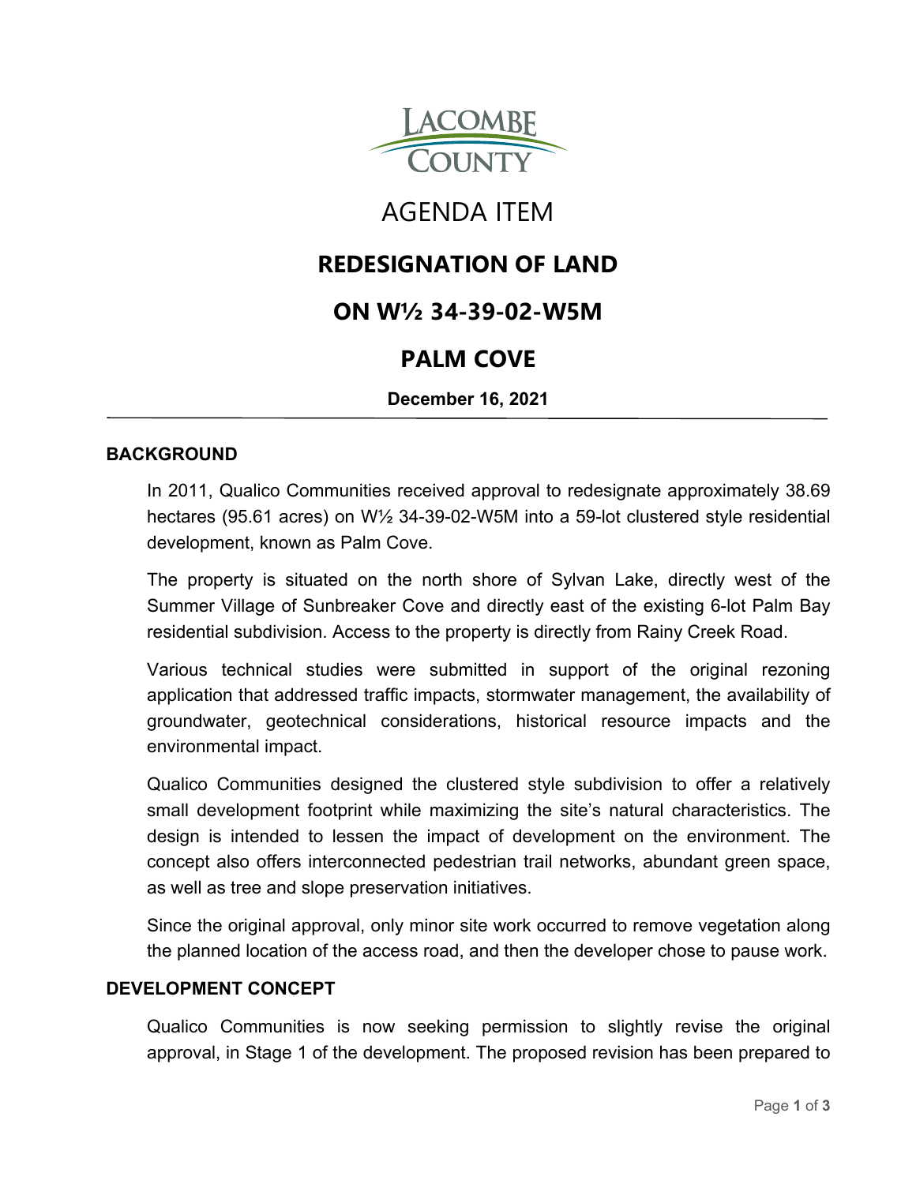LACOMBE COUNTY

# AGENDA ITEM

## REDESIGNATION OF LAND

## ON W½ 34-39-02-W5M

## PALM COVE

**December 16, 2021**

---

### BACKGROUND

In 2011, Qualico Communities received approval to redesignate approximately 38.69 hectares (95.61 acres) on W½ 34-39-02-W5M into a 59-lot clustered style residential development, known as Palm Cove.

The property is situated on the north shore of Sylvan Lake, directly west of the Summer Village of Sunbreaker Cove and directly east of the existing 6-lot Palm Bay residential subdivision. Access to the property is directly from Rainy Creek Road.

Various technical studies were submitted in support of the original rezoning application that addressed traffic impacts, stormwater management, the availability of groundwater, geotechnical considerations, historical resource impacts and the environmental impact.

Qualico Communities designed the clustered style subdivision to offer a relatively small development footprint while maximizing the site's natural characteristics. The design is intended to lessen the impact of development on the environment. The concept also offers interconnected pedestrian trail networks, abundant green space, as well as tree and slope preservation initiatives.

Since the original approval, only minor site work occurred to remove vegetation along the planned location of the access road, and then the developer chose to pause work.

### DEVELOPMENT CONCEPT

Qualico Communities is now seeking permission to slightly revise the original approval, in Stage 1 of the development. The proposed revision has been prepared to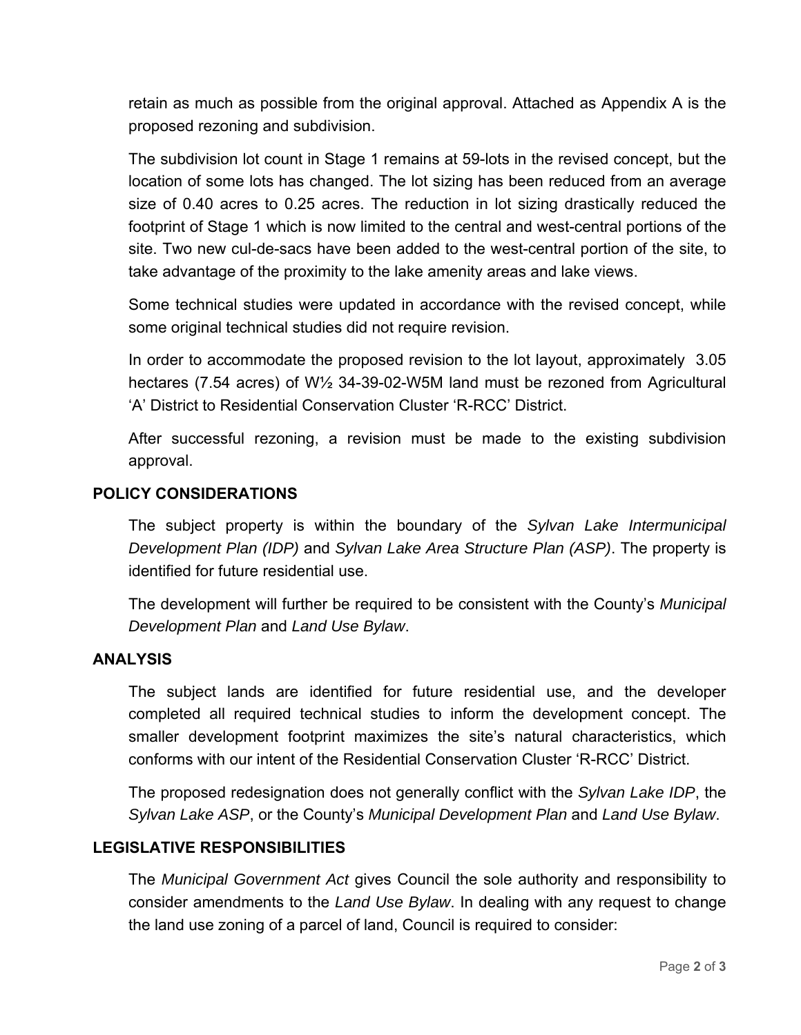retain as much as possible from the original approval. Attached as Appendix A is the proposed rezoning and subdivision.

The subdivision lot count in Stage 1 remains at 59-lots in the revised concept, but the location of some lots has changed. The lot sizing has been reduced from an average size of 0.40 acres to 0.25 acres. The reduction in lot sizing drastically reduced the footprint of Stage 1 which is now limited to the central and west-central portions of the site. Two new cul-de-sacs have been added to the west-central portion of the site, to take advantage of the proximity to the lake amenity areas and lake views.

Some technical studies were updated in accordance with the revised concept, while some original technical studies did not require revision.

In order to accommodate the proposed revision to the lot layout, approximately 3.05 hectares (7.54 acres) of W½ 34-39-02-W5M land must be rezoned from Agricultural 'A' District to Residential Conservation Cluster 'R-RCC' District.

After successful rezoning, a revision must be made to the existing subdivision approval.

## POLICY CONSIDERATIONS

The subject property is within the boundary of the *Sylvan Lake Intermunicipal Development Plan (IDP)* and *Sylvan Lake Area Structure Plan (ASP)*. The property is identified for future residential use.

The development will further be required to be consistent with the County's *Municipal Development Plan* and *Land Use Bylaw*.

## ANALYSIS

The subject lands are identified for future residential use, and the developer completed all required technical studies to inform the development concept. The smaller development footprint maximizes the site's natural characteristics, which conforms with our intent of the Residential Conservation Cluster 'R-RCC' District.

The proposed redesignation does not generally conflict with the *Sylvan Lake IDP*, the *Sylvan Lake ASP*, or the County's *Municipal Development Plan* and *Land Use Bylaw*.

## LEGISLATIVE RESPONSIBILITIES

The *Municipal Government Act* gives Council the sole authority and responsibility to consider amendments to the *Land Use Bylaw*. In dealing with any request to change the land use zoning of a parcel of land, Council is required to consider: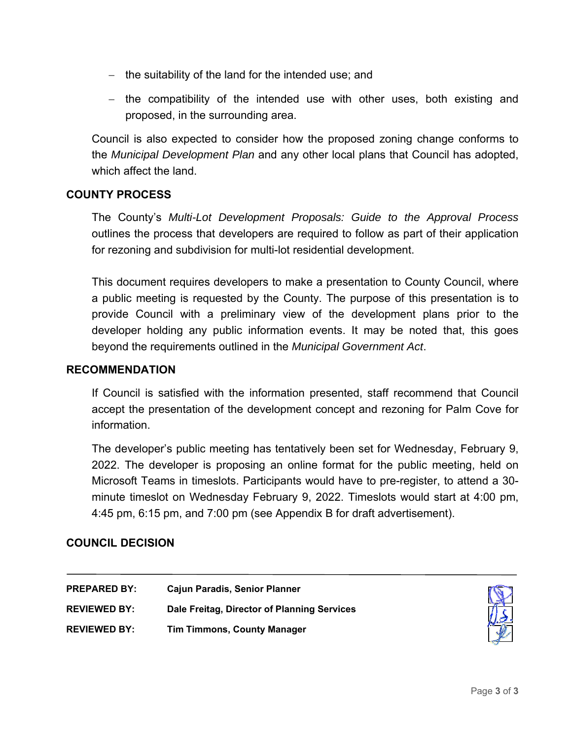- the suitability of the land for the intended use; and
- the compatibility of the intended use with other uses, both existing and proposed, in the surrounding area.

Council is also expected to consider how the proposed zoning change conforms to the *Municipal Development Plan* and any other local plans that Council has adopted, which affect the land.

## COUNTY PROCESS

The County's *Multi-Lot Development Proposals: Guide to the Approval Process* outlines the process that developers are required to follow as part of their application for rezoning and subdivision for multi-lot residential development.

This document requires developers to make a presentation to County Council, where a public meeting is requested by the County. The purpose of this presentation is to provide Council with a preliminary view of the development plans prior to the developer holding any public information events. It may be noted that, this goes beyond the requirements outlined in the *Municipal Government Act*.

## RECOMMENDATION

If Council is satisfied with the information presented, staff recommend that Council accept the presentation of the development concept and rezoning for Palm Cove for information.

The developer's public meeting has tentatively been set for Wednesday, February 9, 2022. The developer is proposing an online format for the public meeting, held on Microsoft Teams in timeslots. Participants would have to pre-register, to attend a 30-minute timeslot on Wednesday February 9, 2022. Timeslots would start at 4:00 pm, 4:45 pm, 6:15 pm, and 7:00 pm (see Appendix B for draft advertisement).

## COUNCIL DECISION

---

**PREPARED BY:** **Cajun Paradis, Senior Planner**

**REVIEWED BY:** **Dale Freitag, Director of Planning Services**

**REVIEWED BY:** **Tim Timmons, County Manager**